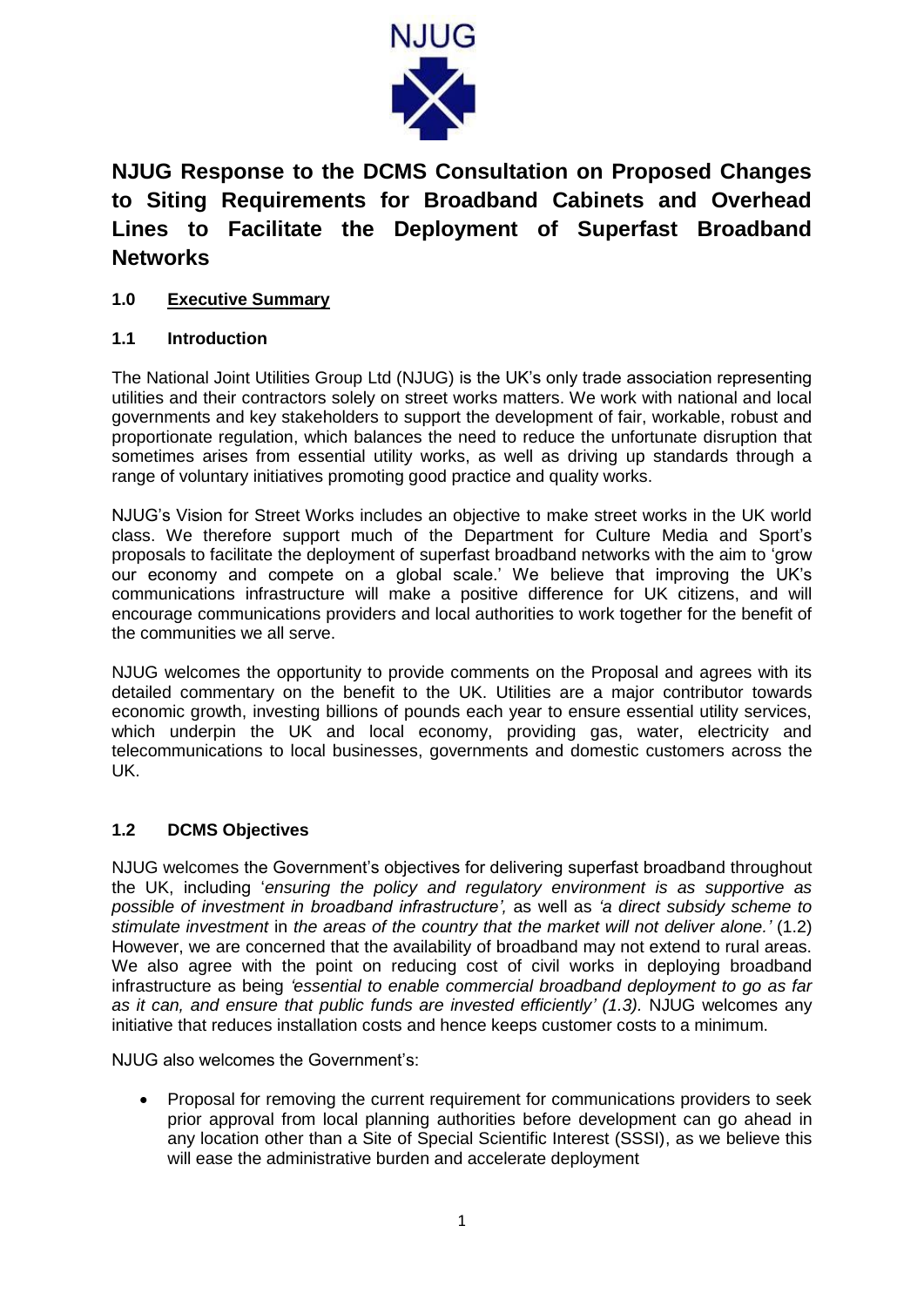NJUG

# NJUG Response to the DCMS Consultation on Proposed Changes to Siting Requirements for Broadband Cabinets and Overhead Lines to Facilitate the Deployment of Superfast Broadband Networks

## 1.0 Executive Summary

### 1.1 Introduction

The National Joint Utilities Group Ltd (NJUG) is the UK's only trade association representing utilities and their contractors solely on street works matters. We work with national and local governments and key stakeholders to support the development of fair, workable, robust and proportionate regulation, which balances the need to reduce the unfortunate disruption that sometimes arises from essential utility works, as well as driving up standards through a range of voluntary initiatives promoting good practice and quality works.

NJUG's Vision for Street Works includes an objective to make street works in the UK world class. We therefore support much of the Department for Culture Media and Sport's proposals to facilitate the deployment of superfast broadband networks with the aim to 'grow our economy and compete on a global scale.' We believe that improving the UK's communications infrastructure will make a positive difference for UK citizens, and will encourage communications providers and local authorities to work together for the benefit of the communities we all serve.

NJUG welcomes the opportunity to provide comments on the Proposal and agrees with its detailed commentary on the benefit to the UK. Utilities are a major contributor towards economic growth, investing billions of pounds each year to ensure essential utility services, which underpin the UK and local economy, providing gas, water, electricity and telecommunications to local businesses, governments and domestic customers across the UK.

### 1.2 DCMS Objectives

NJUG welcomes the Government's objectives for delivering superfast broadband throughout the UK, including '*ensuring the policy and regulatory environment is as supportive as possible of investment in broadband infrastructure',* as well as *'a direct subsidy scheme to stimulate investment* in *the areas of the country that the market will not deliver alone.'* (1.2) However, we are concerned that the availability of broadband may not extend to rural areas. We also agree with the point on reducing cost of civil works in deploying broadband infrastructure as being *'essential to enable commercial broadband deployment to go as far as it can, and ensure that public funds are invested efficiently' (1.3).* NJUG welcomes any initiative that reduces installation costs and hence keeps customer costs to a minimum.

NJUG also welcomes the Government's:

- Proposal for removing the current requirement for communications providers to seek prior approval from local planning authorities before development can go ahead in any location other than a Site of Special Scientific Interest (SSSI), as we believe this will ease the administrative burden and accelerate deployment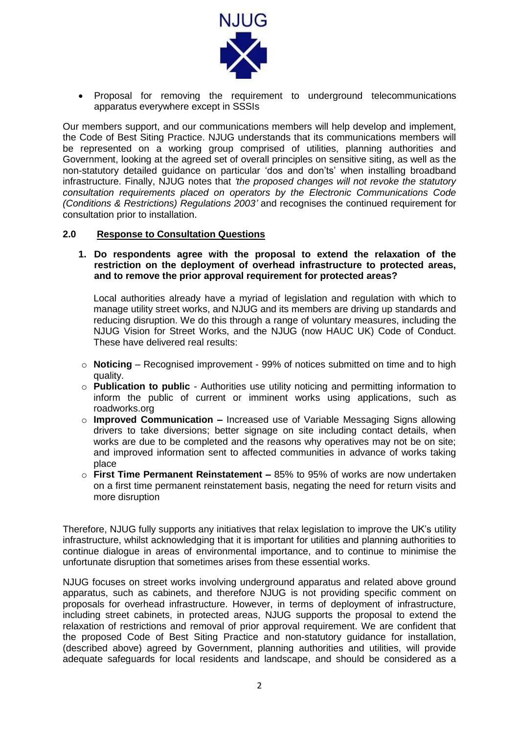- Proposal for removing the requirement to underground telecommunications apparatus everywhere except in SSSIs

Our members support, and our communications members will help develop and implement, the Code of Best Siting Practice. NJUG understands that its communications members will be represented on a working group comprised of utilities, planning authorities and Government, looking at the agreed set of overall principles on sensitive siting, as well as the non-statutory detailed guidance on particular 'dos and don'ts' when installing broadband infrastructure. Finally, NJUG notes that *'the proposed changes will not revoke the statutory consultation requirements placed on operators by the Electronic Communications Code (Conditions & Restrictions) Regulations 2003'* and recognises the continued requirement for consultation prior to installation.

## 2.0 Response to Consultation Questions

**1. Do respondents agree with the proposal to extend the relaxation of the restriction on the deployment of overhead infrastructure to protected areas, and to remove the prior approval requirement for protected areas?**

Local authorities already have a myriad of legislation and regulation with which to manage utility street works, and NJUG and its members are driving up standards and reducing disruption. We do this through a range of voluntary measures, including the NJUG Vision for Street Works, and the NJUG (now HAUC UK) Code of Conduct. These have delivered real results:

- **Noticing** – Recognised improvement - 99% of notices submitted on time and to high quality.
- **Publication to public** - Authorities use utility noticing and permitting information to inform the public of current or imminent works using applications, such as roadworks.org
- **Improved Communication –** Increased use of Variable Messaging Signs allowing drivers to take diversions; better signage on site including contact details, when works are due to be completed and the reasons why operatives may not be on site; and improved information sent to affected communities in advance of works taking place
- **First Time Permanent Reinstatement –** 85% to 95% of works are now undertaken on a first time permanent reinstatement basis, negating the need for return visits and more disruption

Therefore, NJUG fully supports any initiatives that relax legislation to improve the UK's utility infrastructure, whilst acknowledging that it is important for utilities and planning authorities to continue dialogue in areas of environmental importance, and to continue to minimise the unfortunate disruption that sometimes arises from these essential works.

NJUG focuses on street works involving underground apparatus and related above ground apparatus, such as cabinets, and therefore NJUG is not providing specific comment on proposals for overhead infrastructure. However, in terms of deployment of infrastructure, including street cabinets, in protected areas, NJUG supports the proposal to extend the relaxation of restrictions and removal of prior approval requirement. We are confident that the proposed Code of Best Siting Practice and non-statutory guidance for installation, (described above) agreed by Government, planning authorities and utilities, will provide adequate safeguards for local residents and landscape, and should be considered as a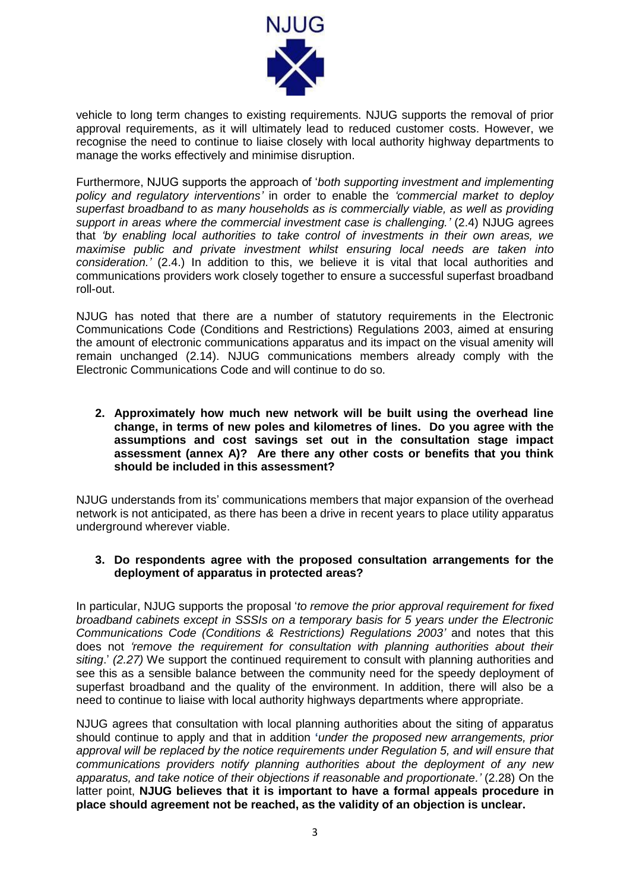vehicle to long term changes to existing requirements. NJUG supports the removal of prior approval requirements, as it will ultimately lead to reduced customer costs. However, we recognise the need to continue to liaise closely with local authority highway departments to manage the works effectively and minimise disruption.

Furthermore, NJUG supports the approach of '*both supporting investment and implementing policy and regulatory interventions'* in order to enable the *'commercial market to deploy superfast broadband to as many households as is commercially viable, as well as providing support in areas where the commercial investment case is challenging.'* (2.4) NJUG agrees that *'by enabling local authorities to take control of investments in their own areas, we maximise public and private investment whilst ensuring local needs are taken into consideration.'* (2.4.) In addition to this, we believe it is vital that local authorities and communications providers work closely together to ensure a successful superfast broadband roll-out.

NJUG has noted that there are a number of statutory requirements in the Electronic Communications Code (Conditions and Restrictions) Regulations 2003, aimed at ensuring the amount of electronic communications apparatus and its impact on the visual amenity will remain unchanged (2.14). NJUG communications members already comply with the Electronic Communications Code and will continue to do so.

**2. Approximately how much new network will be built using the overhead line change, in terms of new poles and kilometres of lines. Do you agree with the assumptions and cost savings set out in the consultation stage impact assessment (annex A)? Are there any other costs or benefits that you think should be included in this assessment?**

NJUG understands from its' communications members that major expansion of the overhead network is not anticipated, as there has been a drive in recent years to place utility apparatus underground wherever viable.

**3. Do respondents agree with the proposed consultation arrangements for the deployment of apparatus in protected areas?**

In particular, NJUG supports the proposal '*to remove the prior approval requirement for fixed broadband cabinets except in SSSIs on a temporary basis for 5 years under the Electronic Communications Code (Conditions & Restrictions) Regulations 2003'* and notes that this does not *'remove the requirement for consultation with planning authorities about their siting*.' *(2.27)* We support the continued requirement to consult with planning authorities and see this as a sensible balance between the community need for the speedy deployment of superfast broadband and the quality of the environment. In addition, there will also be a need to continue to liaise with local authority highways departments where appropriate.

NJUG agrees that consultation with local planning authorities about the siting of apparatus should continue to apply and that in addition '*under the proposed new arrangements, prior approval will be replaced by the notice requirements under Regulation 5, and will ensure that communications providers notify planning authorities about the deployment of any new apparatus, and take notice of their objections if reasonable and proportionate.'* (2.28) On the latter point, **NJUG believes that it is important to have a formal appeals procedure in place should agreement not be reached, as the validity of an objection is unclear.**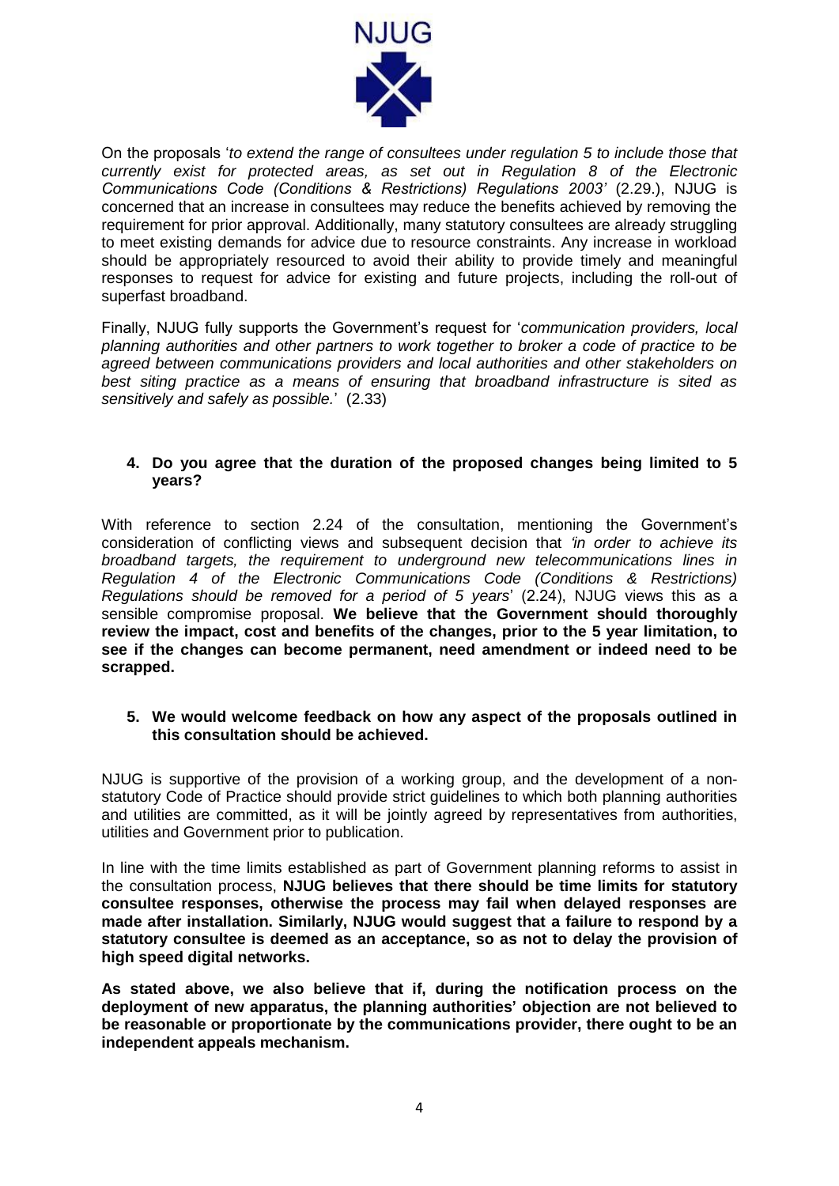On the proposals '*to extend the range of consultees under regulation 5 to include those that currently exist for protected areas, as set out in Regulation 8 of the Electronic Communications Code (Conditions & Restrictions) Regulations 2003'* (2.29.), NJUG is concerned that an increase in consultees may reduce the benefits achieved by removing the requirement for prior approval. Additionally, many statutory consultees are already struggling to meet existing demands for advice due to resource constraints. Any increase in workload should be appropriately resourced to avoid their ability to provide timely and meaningful responses to request for advice for existing and future projects, including the roll-out of superfast broadband.

Finally, NJUG fully supports the Government's request for '*communication providers, local planning authorities and other partners to work together to broker a code of practice to be agreed between communications providers and local authorities and other stakeholders on best siting practice as a means of ensuring that broadband infrastructure is sited as sensitively and safely as possible.*' (2.33)

**4. Do you agree that the duration of the proposed changes being limited to 5 years?**

With reference to section 2.24 of the consultation, mentioning the Government's consideration of conflicting views and subsequent decision that *'in order to achieve its broadband targets, the requirement to underground new telecommunications lines in Regulation 4 of the Electronic Communications Code (Conditions & Restrictions) Regulations should be removed for a period of 5 years*' (2.24), NJUG views this as a sensible compromise proposal. **We believe that the Government should thoroughly review the impact, cost and benefits of the changes, prior to the 5 year limitation, to see if the changes can become permanent, need amendment or indeed need to be scrapped.**

**5. We would welcome feedback on how any aspect of the proposals outlined in this consultation should be achieved.**

NJUG is supportive of the provision of a working group, and the development of a non-statutory Code of Practice should provide strict guidelines to which both planning authorities and utilities are committed, as it will be jointly agreed by representatives from authorities, utilities and Government prior to publication.

In line with the time limits established as part of Government planning reforms to assist in the consultation process, **NJUG believes that there should be time limits for statutory consultee responses, otherwise the process may fail when delayed responses are made after installation. Similarly, NJUG would suggest that a failure to respond by a statutory consultee is deemed as an acceptance, so as not to delay the provision of high speed digital networks.**

**As stated above, we also believe that if, during the notification process on the deployment of new apparatus, the planning authorities' objection are not believed to be reasonable or proportionate by the communications provider, there ought to be an independent appeals mechanism.**